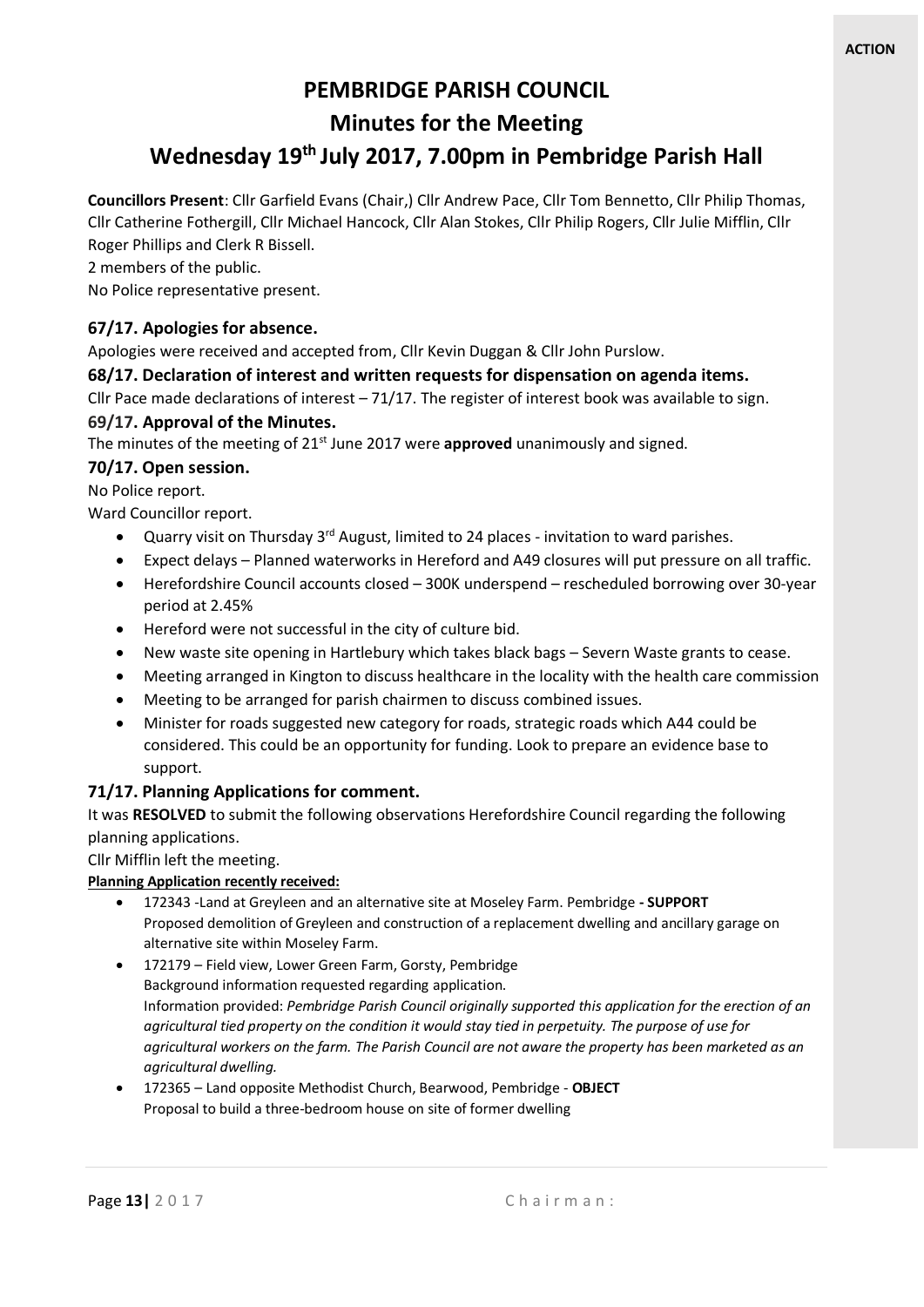**ACTION**

# PEMBRIDGE PARISH COUNCIL

## Minutes for the Meeting

## Wednesday 19th July 2017, 7.00pm in Pembridge Parish Hall

**Councillors Present**: Cllr Garfield Evans (Chair,) Cllr Andrew Pace, Cllr Tom Bennetto, Cllr Philip Thomas, Cllr Catherine Fothergill, Cllr Michael Hancock, Cllr Alan Stokes, Cllr Philip Rogers, Cllr Julie Mifflin, Cllr Roger Phillips and Clerk R Bissell.

2 members of the public.

No Police representative present.

### 67/17. Apologies for absence.

Apologies were received and accepted from, Cllr Kevin Duggan & Cllr John Purslow.

### 68/17. Declaration of interest and written requests for dispensation on agenda items.

Cllr Pace made declarations of interest – 71/17. The register of interest book was available to sign.

### 69/17. Approval of the Minutes.

The minutes of the meeting of 21st June 2017 were **approved** unanimously and signed.

### 70/17. Open session.

No Police report.

Ward Councillor report.

- Quarry visit on Thursday 3rd August, limited to 24 places - invitation to ward parishes.
- Expect delays – Planned waterworks in Hereford and A49 closures will put pressure on all traffic.
- Herefordshire Council accounts closed – 300K underspend – rescheduled borrowing over 30-year period at 2.45%
- Hereford were not successful in the city of culture bid.
- New waste site opening in Hartlebury which takes black bags – Severn Waste grants to cease.
- Meeting arranged in Kington to discuss healthcare in the locality with the health care commission
- Meeting to be arranged for parish chairmen to discuss combined issues.
- Minister for roads suggested new category for roads, strategic roads which A44 could be considered. This could be an opportunity for funding. Look to prepare an evidence base to support.

### 71/17. Planning Applications for comment.

It was **RESOLVED** to submit the following observations Herefordshire Council regarding the following planning applications.

Cllr Mifflin left the meeting.

**Planning Application recently received:**

- 172343 -Land at Greyleen and an alternative site at Moseley Farm. Pembridge **- SUPPORT**
  Proposed demolition of Greyleen and construction of a replacement dwelling and ancillary garage on alternative site within Moseley Farm.
- 172179 – Field view, Lower Green Farm, Gorsty, Pembridge
  Background information requested regarding application.
  Information provided: *Pembridge Parish Council originally supported this application for the erection of an agricultural tied property on the condition it would stay tied in perpetuity. The purpose of use for agricultural workers on the farm. The Parish Council are not aware the property has been marketed as an agricultural dwelling.*
- 172365 – Land opposite Methodist Church, Bearwood, Pembridge - **OBJECT**
  Proposal to build a three-bedroom house on site of former dwelling

Chairman: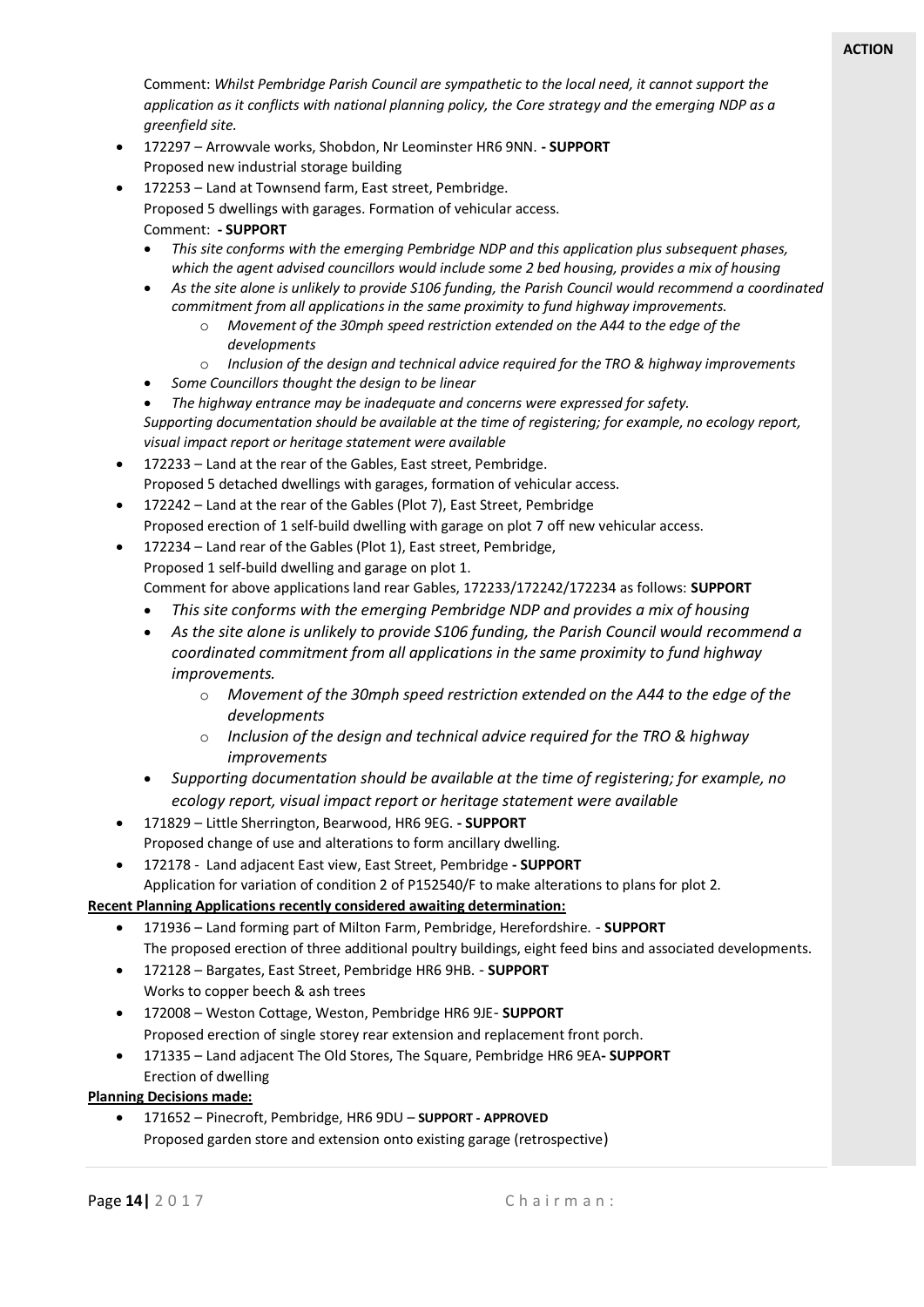Comment: *Whilst Pembridge Parish Council are sympathetic to the local need, it cannot support the application as it conflicts with national planning policy, the Core strategy and the emerging NDP as a greenfield site.*

- 172297 – Arrowvale works, Shobdon, Nr Leominster HR6 9NN. **- SUPPORT**
  Proposed new industrial storage building
- 172253 – Land at Townsend farm, East street, Pembridge.
  Proposed 5 dwellings with garages. Formation of vehicular access.
  Comment: **- SUPPORT**
  - *This site conforms with the emerging Pembridge NDP and this application plus subsequent phases, which the agent advised councillors would include some 2 bed housing, provides a mix of housing*
  - *As the site alone is unlikely to provide S106 funding, the Parish Council would recommend a coordinated commitment from all applications in the same proximity to fund highway improvements.*
    - *Movement of the 30mph speed restriction extended on the A44 to the edge of the developments*
    - *Inclusion of the design and technical advice required for the TRO & highway improvements*
  - *Some Councillors thought the design to be linear*
  - *The highway entrance may be inadequate and concerns were expressed for safety.*

  *Supporting documentation should be available at the time of registering; for example, no ecology report, visual impact report or heritage statement were available*
- 172233 – Land at the rear of the Gables, East street, Pembridge.
  Proposed 5 detached dwellings with garages, formation of vehicular access.
- 172242 – Land at the rear of the Gables (Plot 7), East Street, Pembridge
  Proposed erection of 1 self-build dwelling with garage on plot 7 off new vehicular access.
- 172234 – Land rear of the Gables (Plot 1), East street, Pembridge,
  Proposed 1 self-build dwelling and garage on plot 1.
  Comment for above applications land rear Gables, 172233/172242/172234 as follows: **SUPPORT**
  - *This site conforms with the emerging Pembridge NDP and provides a mix of housing*
  - *As the site alone is unlikely to provide S106 funding, the Parish Council would recommend a coordinated commitment from all applications in the same proximity to fund highway improvements.*
    - *Movement of the 30mph speed restriction extended on the A44 to the edge of the developments*
    - *Inclusion of the design and technical advice required for the TRO & highway improvements*
  - *Supporting documentation should be available at the time of registering; for example, no ecology report, visual impact report or heritage statement were available*
- 171829 – Little Sherrington, Bearwood, HR6 9EG. **- SUPPORT**
  Proposed change of use and alterations to form ancillary dwelling.
- 172178 - Land adjacent East view, East Street, Pembridge **- SUPPORT**
  Application for variation of condition 2 of P152540/F to make alterations to plans for plot 2.

**Recent Planning Applications recently considered awaiting determination:**

- 171936 – Land forming part of Milton Farm, Pembridge, Herefordshire. - **SUPPORT**
  The proposed erection of three additional poultry buildings, eight feed bins and associated developments.
- 172128 – Bargates, East Street, Pembridge HR6 9HB. - **SUPPORT**
  Works to copper beech & ash trees
- 172008 – Weston Cottage, Weston, Pembridge HR6 9JE- **SUPPORT**
  Proposed erection of single storey rear extension and replacement front porch.
- 171335 – Land adjacent The Old Stores, The Square, Pembridge HR6 9EA**- SUPPORT**
  Erection of dwelling

**Planning Decisions made:**

- 171652 – Pinecroft, Pembridge, HR6 9DU – **SUPPORT - APPROVED**
  Proposed garden store and extension onto existing garage (retrospective)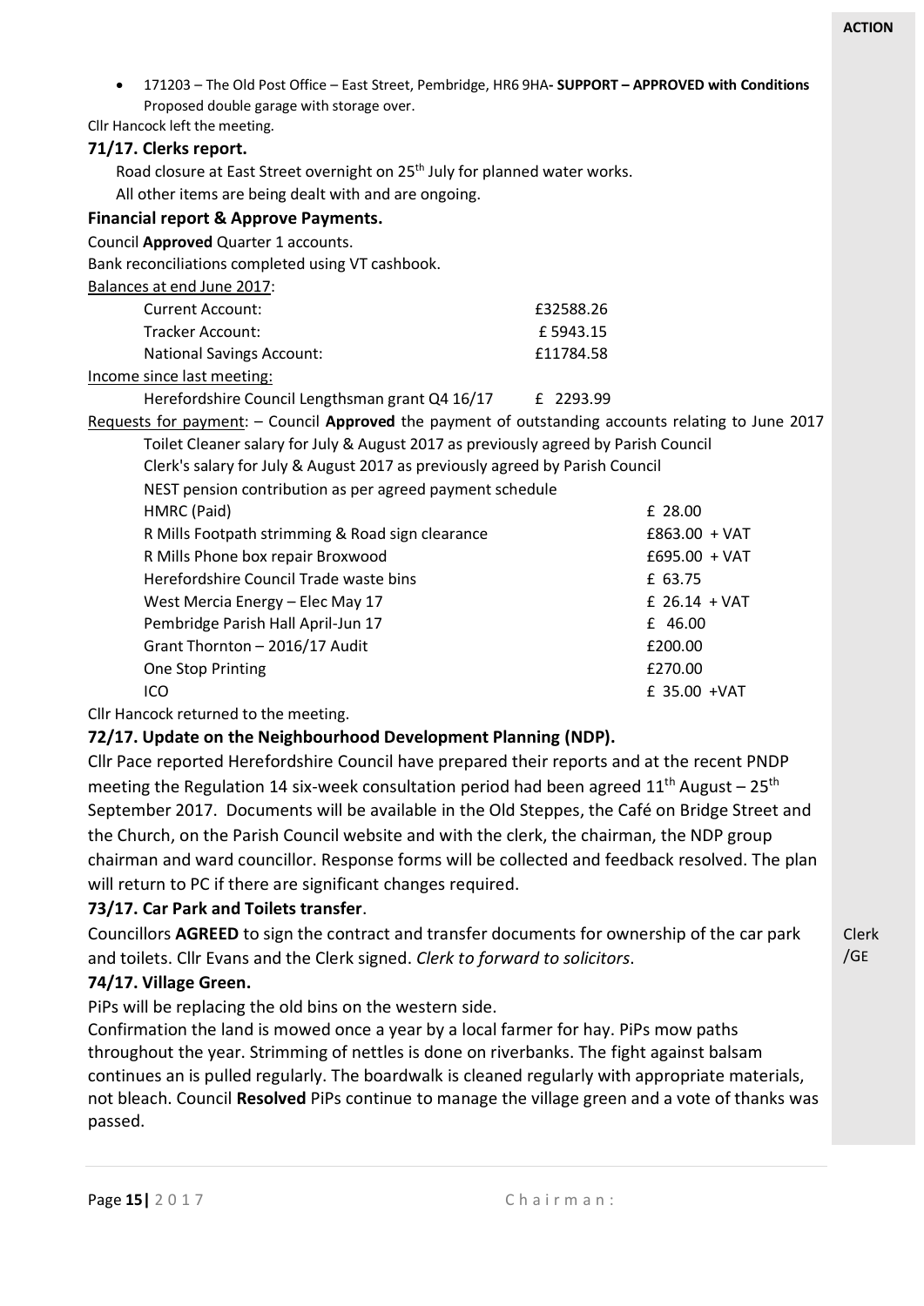**ACTION**

- 171203 – The Old Post Office – East Street, Pembridge, HR6 9HA**- SUPPORT – APPROVED with Conditions** Proposed double garage with storage over.

Cllr Hancock left the meeting.

### 71/17. Clerks report.

Road closure at East Street overnight on 25th July for planned water works.

All other items are being dealt with and are ongoing.

### Financial report & Approve Payments.

Council **Approved** Quarter 1 accounts.

Bank reconciliations completed using VT cashbook.

Balances at end June 2017:

| | |
|---|---|
| Current Account: | £32588.26 |
| Tracker Account: | £ 5943.15 |
| National Savings Account: | £11784.58 |

Income since last meeting:

| | |
|---|---|
| Herefordshire Council Lengthsman grant Q4 16/17 | £ 2293.99 |

Requests for payment: – Council **Approved** the payment of outstanding accounts relating to June 2017

Toilet Cleaner salary for July & August 2017 as previously agreed by Parish Council

Clerk's salary for July & August 2017 as previously agreed by Parish Council

NEST pension contribution as per agreed payment schedule

| | |
|---|---|
| HMRC (Paid) | £ 28.00 |
| R Mills Footpath strimming & Road sign clearance | £863.00 + VAT |
| R Mills Phone box repair Broxwood | £695.00 + VAT |
| Herefordshire Council Trade waste bins | £ 63.75 |
| West Mercia Energy – Elec May 17 | £ 26.14 + VAT |
| Pembridge Parish Hall April-Jun 17 | £ 46.00 |
| Grant Thornton – 2016/17 Audit | £200.00 |
| One Stop Printing | £270.00 |
| ICO | £ 35.00 +VAT |

Cllr Hancock returned to the meeting.

### 72/17. Update on the Neighbourhood Development Planning (NDP).

Cllr Pace reported Herefordshire Council have prepared their reports and at the recent PNDP meeting the Regulation 14 six-week consultation period had been agreed 11th August – 25th September 2017. Documents will be available in the Old Steppes, the Café on Bridge Street and the Church, on the Parish Council website and with the clerk, the chairman, the NDP group chairman and ward councillor. Response forms will be collected and feedback resolved. The plan will return to PC if there are significant changes required.

### 73/17. Car Park and Toilets transfer.

Councillors **AGREED** to sign the contract and transfer documents for ownership of the car park and toilets. Cllr Evans and the Clerk signed. *Clerk to forward to solicitors*. — Clerk /GE

### 74/17. Village Green.

PiPs will be replacing the old bins on the western side.

Confirmation the land is mowed once a year by a local farmer for hay. PiPs mow paths throughout the year. Strimming of nettles is done on riverbanks. The fight against balsam continues an is pulled regularly. The boardwalk is cleaned regularly with appropriate materials, not bleach. Council **Resolved** PiPs continue to manage the village green and a vote of thanks was passed.

Chairman: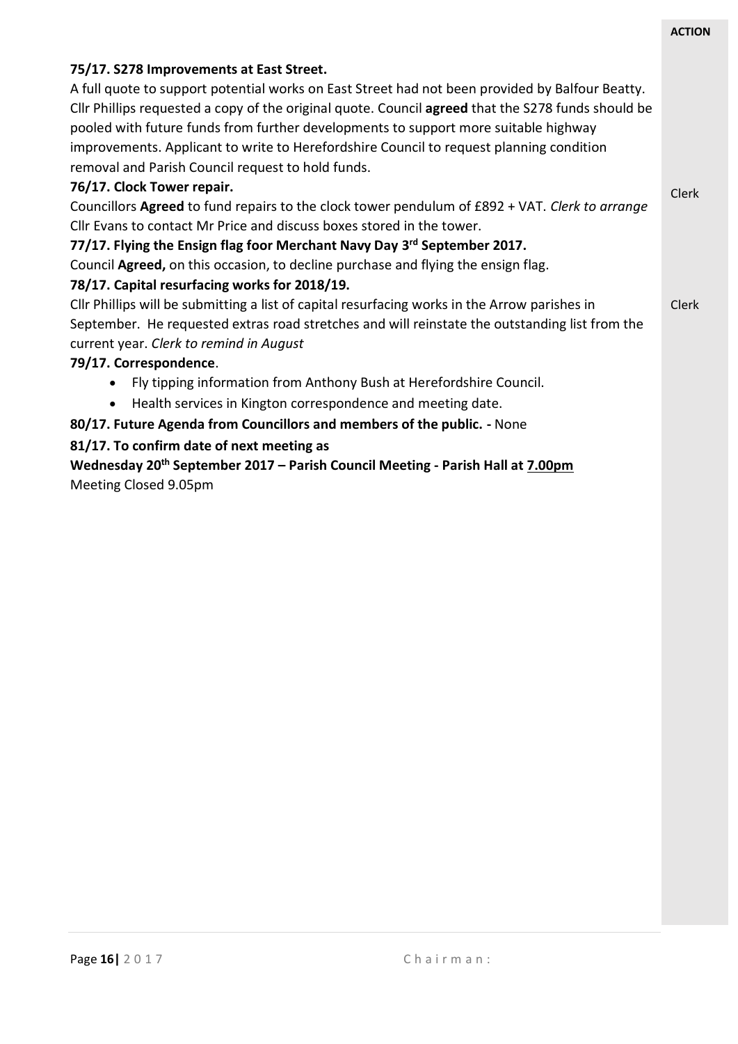**ACTION**

**75/17. S278 Improvements at East Street.**

A full quote to support potential works on East Street had not been provided by Balfour Beatty. Cllr Phillips requested a copy of the original quote. Council **agreed** that the S278 funds should be pooled with future funds from further developments to support more suitable highway improvements. Applicant to write to Herefordshire Council to request planning condition removal and Parish Council request to hold funds.

**76/17. Clock Tower repair.**

Councillors **Agreed** to fund repairs to the clock tower pendulum of £892 + VAT. *Clerk to arrange* — Clerk

Cllr Evans to contact Mr Price and discuss boxes stored in the tower.

**77/17. Flying the Ensign flag foor Merchant Navy Day 3rd September 2017.**

Council **Agreed,** on this occasion, to decline purchase and flying the ensign flag.

**78/17. Capital resurfacing works for 2018/19.**

Cllr Phillips will be submitting a list of capital resurfacing works in the Arrow parishes in September. He requested extras road stretches and will reinstate the outstanding list from the current year. *Clerk to remind in August* — Clerk

**79/17. Correspondence**.

- Fly tipping information from Anthony Bush at Herefordshire Council.
- Health services in Kington correspondence and meeting date.

**80/17. Future Agenda from Councillors and members of the public. -** None

**81/17. To confirm date of next meeting as**

**Wednesday 20th September 2017 – Parish Council Meeting - Parish Hall at 7.00pm**

Meeting Closed 9.05pm

Chairman: